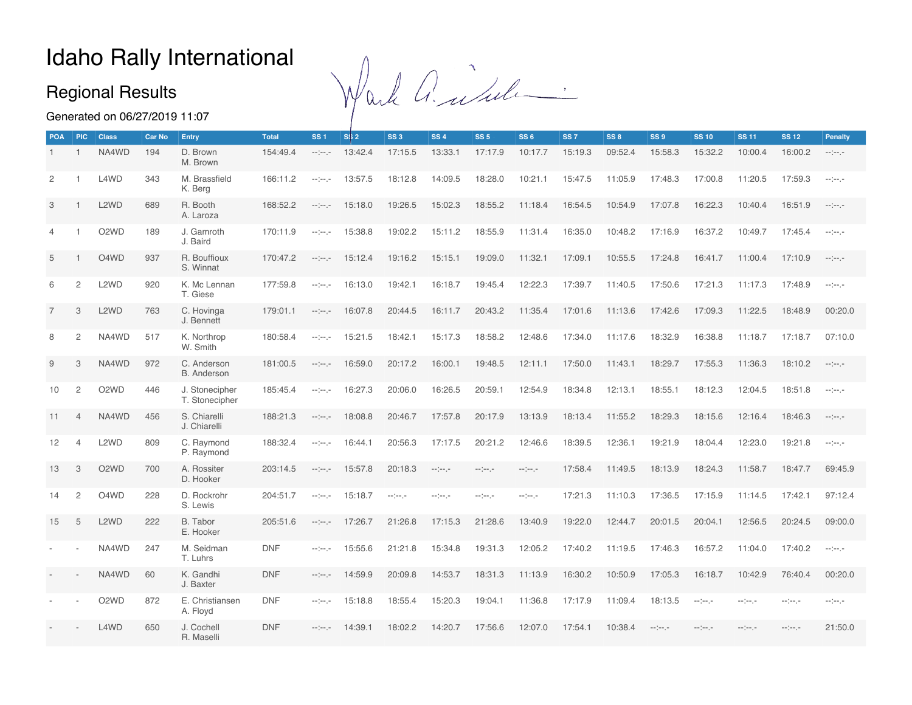# Idaho Rally International

## Regional Results

Generated on 06/27/2019 11:07

| POA | PIC | Class | Car No | Entry | Total | SS 1 | SS 2 | SS 3 | SS 4 | SS 5 | SS 6 | SS 7 | SS 8 | SS 9 | SS 10 | SS 11 | SS 12 | Penalty |
|---|---|---|---|---|---|---|---|---|---|---|---|---|---|---|---|---|---|---|
| 1 | 1 | NA4WD | 194 | D. Brown<br>M. Brown | 154:49.4 | --:--.- | 13:42.4 | 17:15.5 | 13:33.1 | 17:17.9 | 10:17.7 | 15:19.3 | 09:52.4 | 15:58.3 | 15:32.2 | 10:00.4 | 16:00.2 | --:--.- |
| 2 | 1 | L4WD | 343 | M. Brassfield<br>K. Berg | 166:11.2 | --:--.- | 13:57.5 | 18:12.8 | 14:09.5 | 18:28.0 | 10:21.1 | 15:47.5 | 11:05.9 | 17:48.3 | 17:00.8 | 11:20.5 | 17:59.3 | --:--.- |
| 3 | 1 | L2WD | 689 | R. Booth<br>A. Laroza | 168:52.2 | --:--.- | 15:18.0 | 19:26.5 | 15:02.3 | 18:55.2 | 11:18.4 | 16:54.5 | 10:54.9 | 17:07.8 | 16:22.3 | 10:40.4 | 16:51.9 | --:--.- |
| 4 | 1 | O2WD | 189 | J. Gamroth<br>J. Baird | 170:11.9 | --:--.- | 15:38.8 | 19:02.2 | 15:11.2 | 18:55.9 | 11:31.4 | 16:35.0 | 10:48.2 | 17:16.9 | 16:37.2 | 10:49.7 | 17:45.4 | --:--.- |
| 5 | 1 | O4WD | 937 | R. Bouffioux<br>S. Winnat | 170:47.2 | --:--.- | 15:12.4 | 19:16.2 | 15:15.1 | 19:09.0 | 11:32.1 | 17:09.1 | 10:55.5 | 17:24.8 | 16:41.7 | 11:00.4 | 17:10.9 | --:--.- |
| 6 | 2 | L2WD | 920 | K. Mc Lennan<br>T. Giese | 177:59.8 | --:--.- | 16:13.0 | 19:42.1 | 16:18.7 | 19:45.4 | 12:22.3 | 17:39.7 | 11:40.5 | 17:50.6 | 17:21.3 | 11:17.3 | 17:48.9 | --:--.- |
| 7 | 3 | L2WD | 763 | C. Hovinga<br>J. Bennett | 179:01.1 | --:--.- | 16:07.8 | 20:44.5 | 16:11.7 | 20:43.2 | 11:35.4 | 17:01.6 | 11:13.6 | 17:42.6 | 17:09.3 | 11:22.5 | 18:48.9 | 00:20.0 |
| 8 | 2 | NA4WD | 517 | K. Northrop<br>W. Smith | 180:58.4 | --:--.- | 15:21.5 | 18:42.1 | 15:17.3 | 18:58.2 | 12:48.6 | 17:34.0 | 11:17.6 | 18:32.9 | 16:38.8 | 11:18.7 | 17:18.7 | 07:10.0 |
| 9 | 3 | NA4WD | 972 | C. Anderson<br>B. Anderson | 181:00.5 | --:--.- | 16:59.0 | 20:17.2 | 16:00.1 | 19:48.5 | 12:11.1 | 17:50.0 | 11:43.1 | 18:29.7 | 17:55.3 | 11:36.3 | 18:10.2 | --:--.- |
| 10 | 2 | O2WD | 446 | J. Stonecipher<br>T. Stonecipher | 185:45.4 | --:--.- | 16:27.3 | 20:06.0 | 16:26.5 | 20:59.1 | 12:54.9 | 18:34.8 | 12:13.1 | 18:55.1 | 18:12.3 | 12:04.5 | 18:51.8 | --:--.- |
| 11 | 4 | NA4WD | 456 | S. Chiarelli<br>J. Chiarelli | 188:21.3 | --:--.- | 18:08.8 | 20:46.7 | 17:57.8 | 20:17.9 | 13:13.9 | 18:13.4 | 11:55.2 | 18:29.3 | 18:15.6 | 12:16.4 | 18:46.3 | --:--.- |
| 12 | 4 | L2WD | 809 | C. Raymond<br>P. Raymond | 188:32.4 | --:--.- | 16:44.1 | 20:56.3 | 17:17.5 | 20:21.2 | 12:46.6 | 18:39.5 | 12:36.1 | 19:21.9 | 18:04.4 | 12:23.0 | 19:21.8 | --:--.- |
| 13 | 3 | O2WD | 700 | A. Rossiter<br>D. Hooker | 203:14.5 | --:--.- | 15:57.8 | 20:18.3 | --:--.- | --:--.- | --:--.- | 17:58.4 | 11:49.5 | 18:13.9 | 18:24.3 | 11:58.7 | 18:47.7 | 69:45.9 |
| 14 | 2 | O4WD | 228 | D. Rockrohr<br>S. Lewis | 204:51.7 | --:--.- | 15:18.7 | --:--.- | --:--.- | --:--.- | --:--.- | 17:21.3 | 11:10.3 | 17:36.5 | 17:15.9 | 11:14.5 | 17:42.1 | 97:12.4 |
| 15 | 5 | L2WD | 222 | B. Tabor<br>E. Hooker | 205:51.6 | --:--.- | 17:26.7 | 21:26.8 | 17:15.3 | 21:28.6 | 13:40.9 | 19:22.0 | 12:44.7 | 20:01.5 | 20:04.1 | 12:56.5 | 20:24.5 | 09:00.0 |
| - | - | NA4WD | 247 | M. Seidman<br>T. Luhrs | DNF | --:--.- | 15:55.6 | 21:21.8 | 15:34.8 | 19:31.3 | 12:05.2 | 17:40.2 | 11:19.5 | 17:46.3 | 16:57.2 | 11:04.0 | 17:40.2 | --:--.- |
| - | - | NA4WD | 60 | K. Gandhi<br>J. Baxter | DNF | --:--.- | 14:59.9 | 20:09.8 | 14:53.7 | 18:31.3 | 11:13.9 | 16:30.2 | 10:50.9 | 17:05.3 | 16:18.7 | 10:42.9 | 76:40.4 | 00:20.0 |
| - | - | O2WD | 872 | E. Christiansen<br>A. Floyd | DNF | --:--.- | 15:18.8 | 18:55.4 | 15:20.3 | 19:04.1 | 11:36.8 | 17:17.9 | 11:09.4 | 18:13.5 | --:--.- | --:--.- | --:--.- | --:--.- |
| - | - | L4WD | 650 | J. Cochell<br>R. Maselli | DNF | --:--.- | 14:39.1 | 18:02.2 | 14:20.7 | 17:56.6 | 12:07.0 | 17:54.1 | 10:38.4 | --:--.- | --:--.- | --:--.- | --:--.- | 21:50.0 |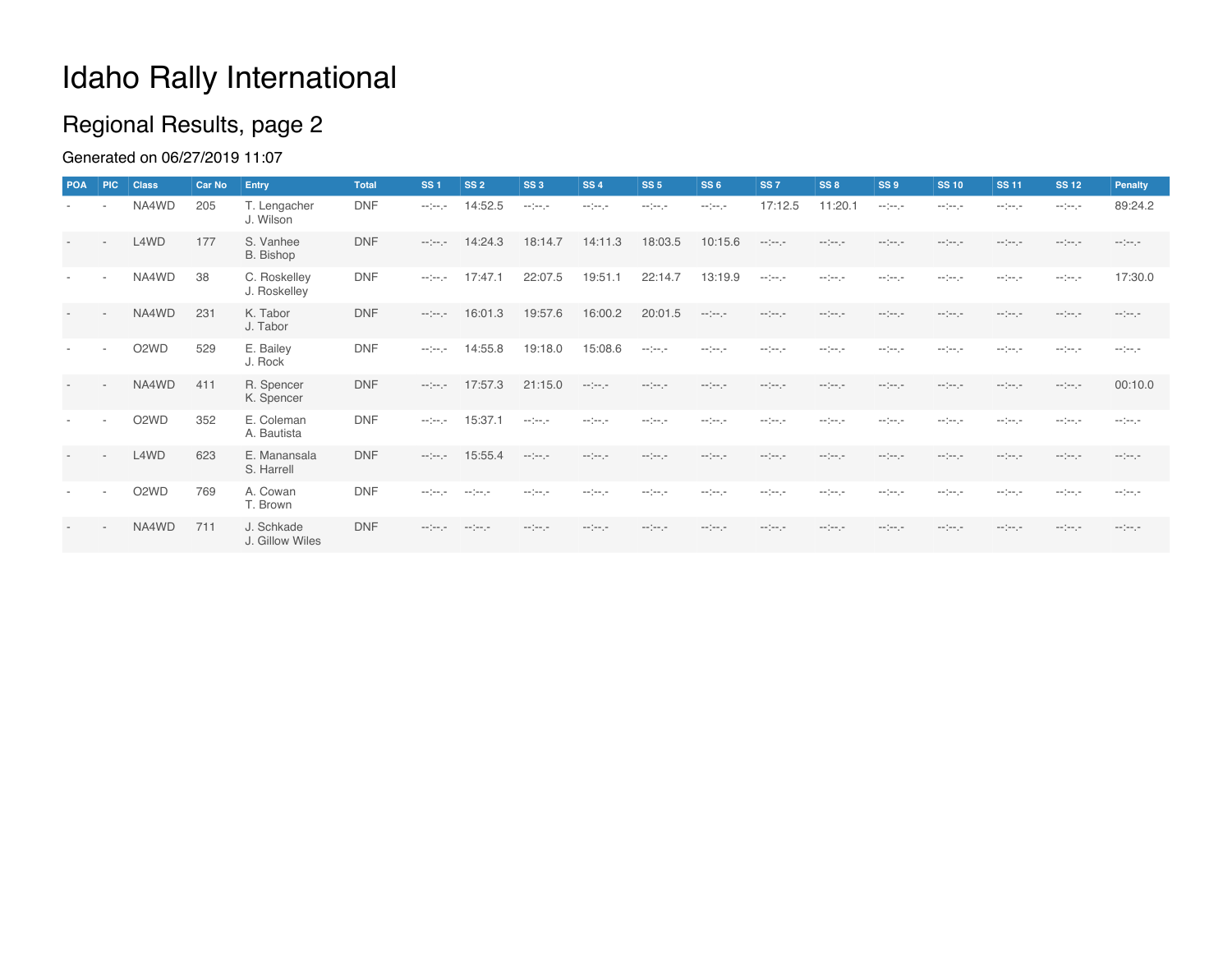# Idaho Rally International

## Regional Results, page 2

Generated on 06/27/2019 11:07

| POA | PIC | Class | Car No | Entry | Total | SS 1 | SS 2 | SS 3 | SS 4 | SS 5 | SS 6 | SS 7 | SS 8 | SS 9 | SS 10 | SS 11 | SS 12 | Penalty |
|---|---|---|---|---|---|---|---|---|---|---|---|---|---|---|---|---|---|---|
| - | - | NA4WD | 205 | T. Lengacher<br>J. Wilson | DNF | --:--.- | 14:52.5 | --:--.- | --:--.- | --:--.- | --:--.- | 17:12.5 | 11:20.1 | --:--.- | --:--.- | --:--.- | --:--.- | 89:24.2 |
| - | - | L4WD | 177 | S. Vanhee<br>B. Bishop | DNF | --:--.- | 14:24.3 | 18:14.7 | 14:11.3 | 18:03.5 | 10:15.6 | --:--.- | --:--.- | --:--.- | --:--.- | --:--.- | --:--.- | --:--.- |
| - | - | NA4WD | 38 | C. Roskelley<br>J. Roskelley | DNF | --:--.- | 17:47.1 | 22:07.5 | 19:51.1 | 22:14.7 | 13:19.9 | --:--.- | --:--.- | --:--.- | --:--.- | --:--.- | --:--.- | 17:30.0 |
| - | - | NA4WD | 231 | K. Tabor<br>J. Tabor | DNF | --:--.- | 16:01.3 | 19:57.6 | 16:00.2 | 20:01.5 | --:--.- | --:--.- | --:--.- | --:--.- | --:--.- | --:--.- | --:--.- | --:--.- |
| - | - | O2WD | 529 | E. Bailey<br>J. Rock | DNF | --:--.- | 14:55.8 | 19:18.0 | 15:08.6 | --:--.- | --:--.- | --:--.- | --:--.- | --:--.- | --:--.- | --:--.- | --:--.- | --:--.- |
| - | - | NA4WD | 411 | R. Spencer<br>K. Spencer | DNF | --:--.- | 17:57.3 | 21:15.0 | --:--.- | --:--.- | --:--.- | --:--.- | --:--.- | --:--.- | --:--.- | --:--.- | --:--.- | 00:10.0 |
| - | - | O2WD | 352 | E. Coleman<br>A. Bautista | DNF | --:--.- | 15:37.1 | --:--.- | --:--.- | --:--.- | --:--.- | --:--.- | --:--.- | --:--.- | --:--.- | --:--.- | --:--.- | --:--.- |
| - | - | L4WD | 623 | E. Manansala<br>S. Harrell | DNF | --:--.- | 15:55.4 | --:--.- | --:--.- | --:--.- | --:--.- | --:--.- | --:--.- | --:--.- | --:--.- | --:--.- | --:--.- | --:--.- |
| - | - | O2WD | 769 | A. Cowan<br>T. Brown | DNF | --:--.- | --:--.- | --:--.- | --:--.- | --:--.- | --:--.- | --:--.- | --:--.- | --:--.- | --:--.- | --:--.- | --:--.- | --:--.- |
| - | - | NA4WD | 711 | J. Schkade<br>J. Gillow Wiles | DNF | --:--.- | --:--.- | --:--.- | --:--.- | --:--.- | --:--.- | --:--.- | --:--.- | --:--.- | --:--.- | --:--.- | --:--.- | --:--.- |